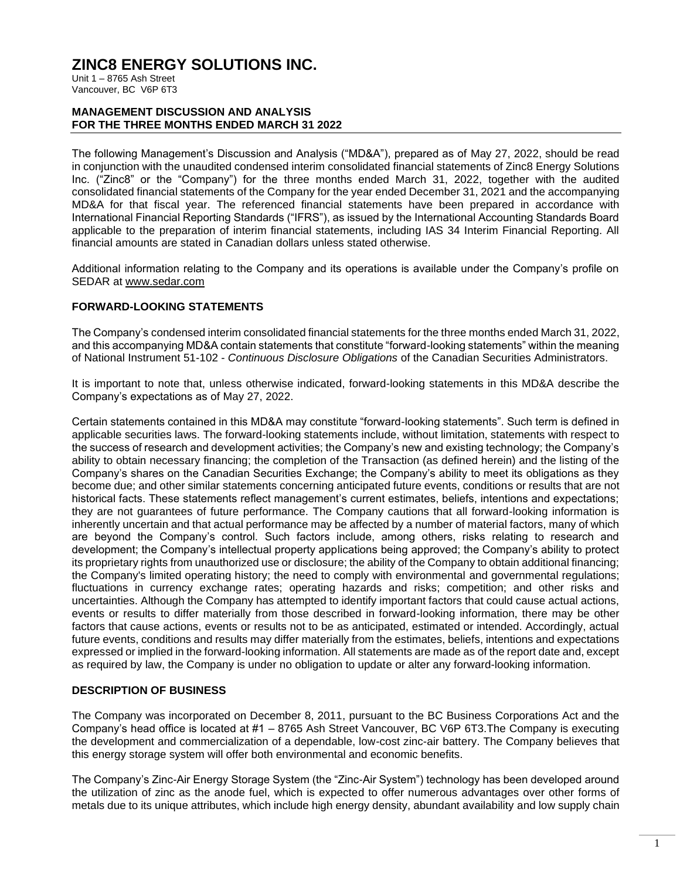# ZINC8 ENERGY SOLUTIONS INC.

Unit 1 – 8765 Ash Street
Vancouver, BC V6P 6T3

**MANAGEMENT DISCUSSION AND ANALYSIS**
**FOR THE THREE MONTHS ENDED MARCH 31 2022**

The following Management's Discussion and Analysis ("MD&A"), prepared as of May 27, 2022, should be read in conjunction with the unaudited condensed interim consolidated financial statements of Zinc8 Energy Solutions Inc. ("Zinc8" or the "Company") for the three months ended March 31, 2022, together with the audited consolidated financial statements of the Company for the year ended December 31, 2021 and the accompanying MD&A for that fiscal year. The referenced financial statements have been prepared in accordance with International Financial Reporting Standards ("IFRS"), as issued by the International Accounting Standards Board applicable to the preparation of interim financial statements, including IAS 34 Interim Financial Reporting. All financial amounts are stated in Canadian dollars unless stated otherwise.

Additional information relating to the Company and its operations is available under the Company's profile on SEDAR at www.sedar.com

## FORWARD-LOOKING STATEMENTS

The Company's condensed interim consolidated financial statements for the three months ended March 31, 2022, and this accompanying MD&A contain statements that constitute "forward-looking statements" within the meaning of National Instrument 51-102 - *Continuous Disclosure Obligations* of the Canadian Securities Administrators.

It is important to note that, unless otherwise indicated, forward-looking statements in this MD&A describe the Company's expectations as of May 27, 2022.

Certain statements contained in this MD&A may constitute "forward-looking statements". Such term is defined in applicable securities laws. The forward-looking statements include, without limitation, statements with respect to the success of research and development activities; the Company's new and existing technology; the Company's ability to obtain necessary financing; the completion of the Transaction (as defined herein) and the listing of the Company's shares on the Canadian Securities Exchange; the Company's ability to meet its obligations as they become due; and other similar statements concerning anticipated future events, conditions or results that are not historical facts. These statements reflect management's current estimates, beliefs, intentions and expectations; they are not guarantees of future performance. The Company cautions that all forward-looking information is inherently uncertain and that actual performance may be affected by a number of material factors, many of which are beyond the Company's control. Such factors include, among others, risks relating to research and development; the Company's intellectual property applications being approved; the Company's ability to protect its proprietary rights from unauthorized use or disclosure; the ability of the Company to obtain additional financing; the Company's limited operating history; the need to comply with environmental and governmental regulations; fluctuations in currency exchange rates; operating hazards and risks; competition; and other risks and uncertainties. Although the Company has attempted to identify important factors that could cause actual actions, events or results to differ materially from those described in forward-looking information, there may be other factors that cause actions, events or results not to be as anticipated, estimated or intended. Accordingly, actual future events, conditions and results may differ materially from the estimates, beliefs, intentions and expectations expressed or implied in the forward-looking information. All statements are made as of the report date and, except as required by law, the Company is under no obligation to update or alter any forward-looking information.

## DESCRIPTION OF BUSINESS

The Company was incorporated on December 8, 2011, pursuant to the BC Business Corporations Act and the Company's head office is located at #1 – 8765 Ash Street Vancouver, BC V6P 6T3.The Company is executing the development and commercialization of a dependable, low-cost zinc-air battery. The Company believes that this energy storage system will offer both environmental and economic benefits.

The Company's Zinc-Air Energy Storage System (the "Zinc-Air System") technology has been developed around the utilization of zinc as the anode fuel, which is expected to offer numerous advantages over other forms of metals due to its unique attributes, which include high energy density, abundant availability and low supply chain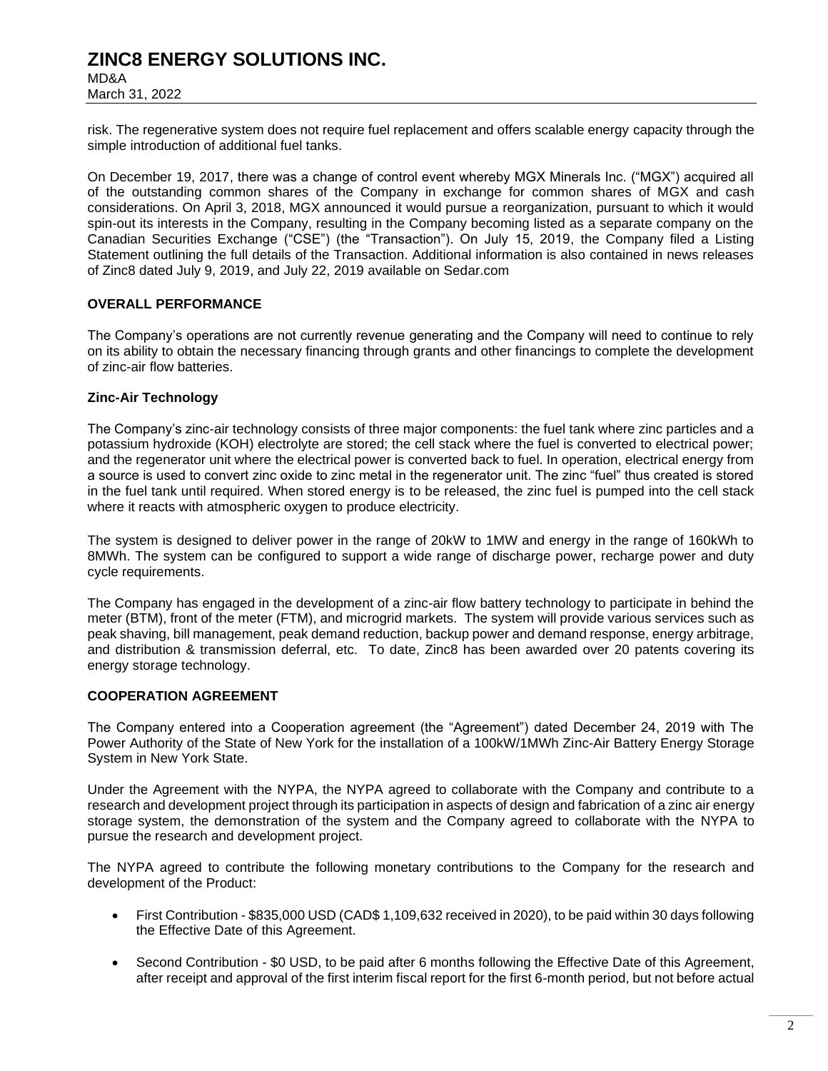risk. The regenerative system does not require fuel replacement and offers scalable energy capacity through the simple introduction of additional fuel tanks.

On December 19, 2017, there was a change of control event whereby MGX Minerals Inc. ("MGX") acquired all of the outstanding common shares of the Company in exchange for common shares of MGX and cash considerations. On April 3, 2018, MGX announced it would pursue a reorganization, pursuant to which it would spin-out its interests in the Company, resulting in the Company becoming listed as a separate company on the Canadian Securities Exchange ("CSE") (the "Transaction"). On July 15, 2019, the Company filed a Listing Statement outlining the full details of the Transaction. Additional information is also contained in news releases of Zinc8 dated July 9, 2019, and July 22, 2019 available on Sedar.com

## OVERALL PERFORMANCE

The Company's operations are not currently revenue generating and the Company will need to continue to rely on its ability to obtain the necessary financing through grants and other financings to complete the development of zinc-air flow batteries.

### Zinc-Air Technology

The Company's zinc-air technology consists of three major components: the fuel tank where zinc particles and a potassium hydroxide (KOH) electrolyte are stored; the cell stack where the fuel is converted to electrical power; and the regenerator unit where the electrical power is converted back to fuel. In operation, electrical energy from a source is used to convert zinc oxide to zinc metal in the regenerator unit. The zinc "fuel" thus created is stored in the fuel tank until required. When stored energy is to be released, the zinc fuel is pumped into the cell stack where it reacts with atmospheric oxygen to produce electricity.

The system is designed to deliver power in the range of 20kW to 1MW and energy in the range of 160kWh to 8MWh. The system can be configured to support a wide range of discharge power, recharge power and duty cycle requirements.

The Company has engaged in the development of a zinc-air flow battery technology to participate in behind the meter (BTM), front of the meter (FTM), and microgrid markets. The system will provide various services such as peak shaving, bill management, peak demand reduction, backup power and demand response, energy arbitrage, and distribution & transmission deferral, etc. To date, Zinc8 has been awarded over 20 patents covering its energy storage technology.

## COOPERATION AGREEMENT

The Company entered into a Cooperation agreement (the "Agreement") dated December 24, 2019 with The Power Authority of the State of New York for the installation of a 100kW/1MWh Zinc-Air Battery Energy Storage System in New York State.

Under the Agreement with the NYPA, the NYPA agreed to collaborate with the Company and contribute to a research and development project through its participation in aspects of design and fabrication of a zinc air energy storage system, the demonstration of the system and the Company agreed to collaborate with the NYPA to pursue the research and development project.

The NYPA agreed to contribute the following monetary contributions to the Company for the research and development of the Product:

- First Contribution - $835,000 USD (CAD$ 1,109,632 received in 2020), to be paid within 30 days following the Effective Date of this Agreement.
- Second Contribution - $0 USD, to be paid after 6 months following the Effective Date of this Agreement, after receipt and approval of the first interim fiscal report for the first 6-month period, but not before actual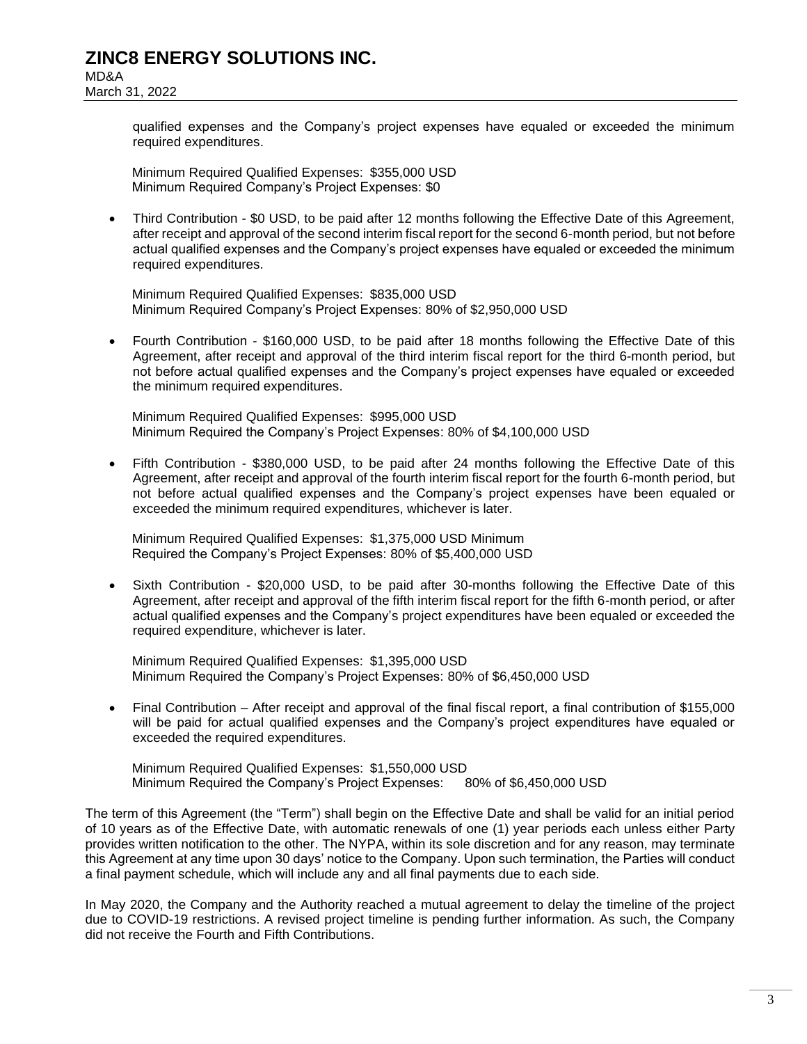qualified expenses and the Company's project expenses have equaled or exceeded the minimum required expenditures.

Minimum Required Qualified Expenses: $355,000 USD
Minimum Required Company's Project Expenses: $0

- Third Contribution - $0 USD, to be paid after 12 months following the Effective Date of this Agreement, after receipt and approval of the second interim fiscal report for the second 6-month period, but not before actual qualified expenses and the Company's project expenses have equaled or exceeded the minimum required expenditures.

  Minimum Required Qualified Expenses: $835,000 USD
  Minimum Required Company's Project Expenses: 80% of $2,950,000 USD

- Fourth Contribution - $160,000 USD, to be paid after 18 months following the Effective Date of this Agreement, after receipt and approval of the third interim fiscal report for the third 6-month period, but not before actual qualified expenses and the Company's project expenses have equaled or exceeded the minimum required expenditures.

  Minimum Required Qualified Expenses: $995,000 USD
  Minimum Required the Company's Project Expenses: 80% of $4,100,000 USD

- Fifth Contribution - $380,000 USD, to be paid after 24 months following the Effective Date of this Agreement, after receipt and approval of the fourth interim fiscal report for the fourth 6-month period, but not before actual qualified expenses and the Company's project expenses have been equaled or exceeded the minimum required expenditures, whichever is later.

  Minimum Required Qualified Expenses: $1,375,000 USD Minimum
  Required the Company's Project Expenses: 80% of $5,400,000 USD

- Sixth Contribution - $20,000 USD, to be paid after 30-months following the Effective Date of this Agreement, after receipt and approval of the fifth interim fiscal report for the fifth 6-month period, or after actual qualified expenses and the Company's project expenditures have been equaled or exceeded the required expenditure, whichever is later.

  Minimum Required Qualified Expenses: $1,395,000 USD
  Minimum Required the Company's Project Expenses: 80% of $6,450,000 USD

- Final Contribution – After receipt and approval of the final fiscal report, a final contribution of $155,000 will be paid for actual qualified expenses and the Company's project expenditures have equaled or exceeded the required expenditures.

  Minimum Required Qualified Expenses: $1,550,000 USD
  Minimum Required the Company's Project Expenses: 80% of $6,450,000 USD

The term of this Agreement (the "Term") shall begin on the Effective Date and shall be valid for an initial period of 10 years as of the Effective Date, with automatic renewals of one (1) year periods each unless either Party provides written notification to the other. The NYPA, within its sole discretion and for any reason, may terminate this Agreement at any time upon 30 days' notice to the Company. Upon such termination, the Parties will conduct a final payment schedule, which will include any and all final payments due to each side.

In May 2020, the Company and the Authority reached a mutual agreement to delay the timeline of the project due to COVID-19 restrictions. A revised project timeline is pending further information. As such, the Company did not receive the Fourth and Fifth Contributions.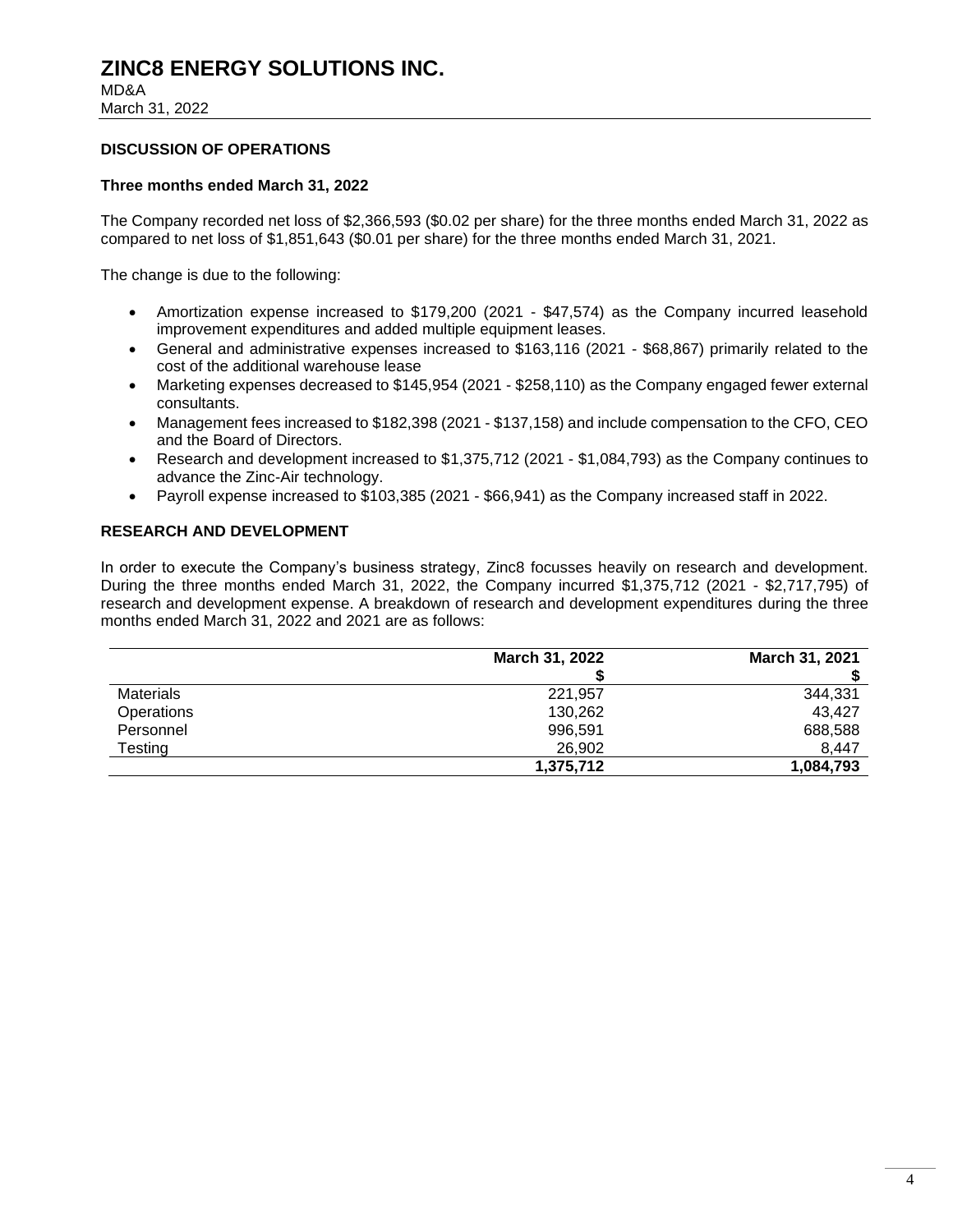# ZINC8 ENERGY SOLUTIONS INC.

MD&A
March 31, 2022

## DISCUSSION OF OPERATIONS

### Three months ended March 31, 2022

The Company recorded net loss of $2,366,593 ($0.02 per share) for the three months ended March 31, 2022 as compared to net loss of $1,851,643 ($0.01 per share) for the three months ended March 31, 2021.

The change is due to the following:

- Amortization expense increased to $179,200 (2021 - $47,574) as the Company incurred leasehold improvement expenditures and added multiple equipment leases.
- General and administrative expenses increased to $163,116 (2021 - $68,867) primarily related to the cost of the additional warehouse lease
- Marketing expenses decreased to $145,954 (2021 - $258,110) as the Company engaged fewer external consultants.
- Management fees increased to $182,398 (2021 - $137,158) and include compensation to the CFO, CEO and the Board of Directors.
- Research and development increased to $1,375,712 (2021 - $1,084,793) as the Company continues to advance the Zinc-Air technology.
- Payroll expense increased to $103,385 (2021 - $66,941) as the Company increased staff in 2022.

## RESEARCH AND DEVELOPMENT

In order to execute the Company's business strategy, Zinc8 focusses heavily on research and development. During the three months ended March 31, 2022, the Company incurred $1,375,712 (2021 - $2,717,795) of research and development expense. A breakdown of research and development expenditures during the three months ended March 31, 2022 and 2021 are as follows:

| | March 31, 2022<br>$ | March 31, 2021<br>$ |
|---|---:|---:|
| Materials | 221,957 | 344,331 |
| Operations | 130,262 | 43,427 |
| Personnel | 996,591 | 688,588 |
| Testing | 26,902 | 8,447 |
| | **1,375,712** | **1,084,793** |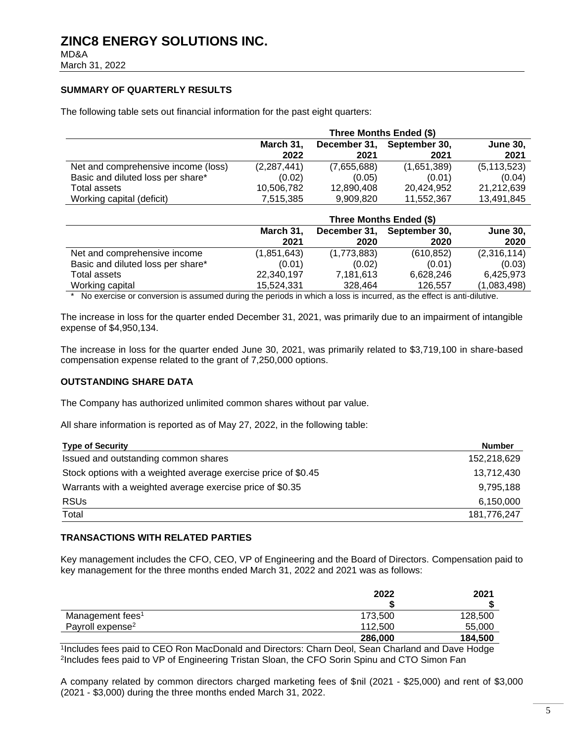## SUMMARY OF QUARTERLY RESULTS

The following table sets out financial information for the past eight quarters:

| | Three Months Ended ($) | | | |
|---|---|---|---|---|
| | March 31, 2022 | December 31, 2021 | September 30, 2021 | June 30, 2021 |
| Net and comprehensive income (loss) | (2,287,441) | (7,655,688) | (1,651,389) | (5,113,523) |
| Basic and diluted loss per share* | (0.02) | (0.05) | (0.01) | (0.04) |
| Total assets | 10,506,782 | 12,890,408 | 20,424,952 | 21,212,639 |
| Working capital (deficit) | 7,515,385 | 9,909,820 | 11,552,367 | 13,491,845 |

| | Three Months Ended ($) | | | |
|---|---|---|---|---|
| | March 31, 2021 | December 31, 2020 | September 30, 2020 | June 30, 2020 |
| Net and comprehensive income | (1,851,643) | (1,773,883) | (610,852) | (2,316,114) |
| Basic and diluted loss per share* | (0.01) | (0.02) | (0.01) | (0.03) |
| Total assets | 22,340,197 | 7,181,613 | 6,628,246 | 6,425,973 |
| Working capital | 15,524,331 | 328,464 | 126,557 | (1,083,498) |

\* No exercise or conversion is assumed during the periods in which a loss is incurred, as the effect is anti-dilutive.

The increase in loss for the quarter ended December 31, 2021, was primarily due to an impairment of intangible expense of $4,950,134.

The increase in loss for the quarter ended June 30, 2021, was primarily related to $3,719,100 in share-based compensation expense related to the grant of 7,250,000 options.

## OUTSTANDING SHARE DATA

The Company has authorized unlimited common shares without par value.

All share information is reported as of May 27, 2022, in the following table:

| Type of Security | Number |
|---|---|
| Issued and outstanding common shares | 152,218,629 |
| Stock options with a weighted average exercise price of $0.45 | 13,712,430 |
| Warrants with a weighted average exercise price of $0.35 | 9,795,188 |
| RSUs | 6,150,000 |
| Total | 181,776,247 |

## TRANSACTIONS WITH RELATED PARTIES

Key management includes the CFO, CEO, VP of Engineering and the Board of Directors. Compensation paid to key management for the three months ended March 31, 2022 and 2021 was as follows:

| | 2022 $ | 2021 $ |
|---|---|---|
| Management fees[1] | 173,500 | 128,500 |
| Payroll expense[2] | 112,500 | 55,000 |
| | **286,000** | **184,500** |

[1]Includes fees paid to CEO Ron MacDonald and Directors: Charn Deol, Sean Charland and Dave Hodge
[2]Includes fees paid to VP of Engineering Tristan Sloan, the CFO Sorin Spinu and CTO Simon Fan

A company related by common directors charged marketing fees of $nil (2021 - $25,000) and rent of $3,000 (2021 - $3,000) during the three months ended March 31, 2022.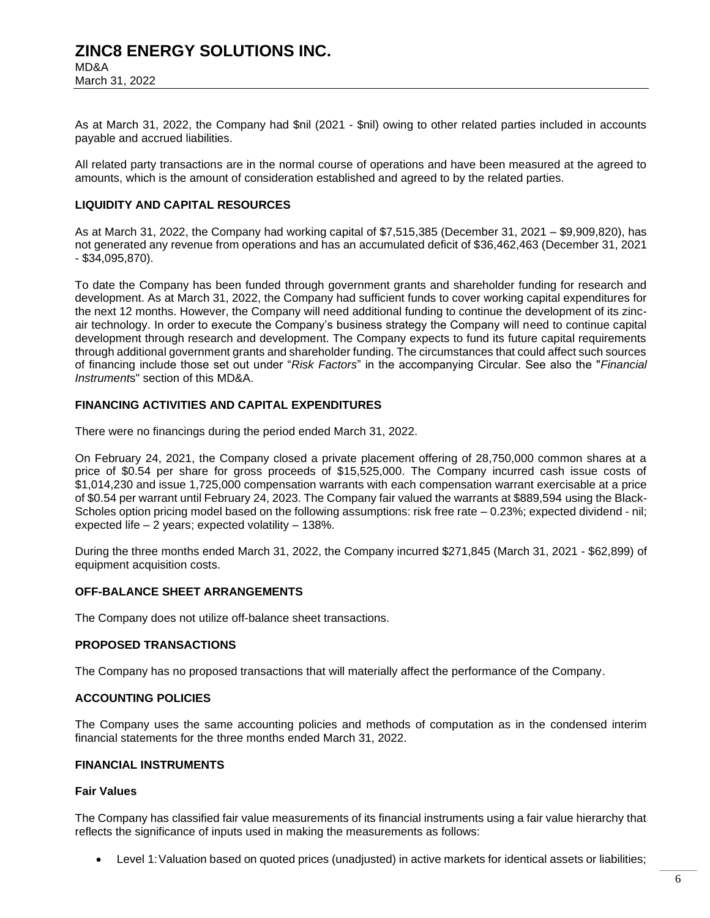As at March 31, 2022, the Company had $nil (2021 - $nil) owing to other related parties included in accounts payable and accrued liabilities.

All related party transactions are in the normal course of operations and have been measured at the agreed to amounts, which is the amount of consideration established and agreed to by the related parties.

## LIQUIDITY AND CAPITAL RESOURCES

As at March 31, 2022, the Company had working capital of $7,515,385 (December 31, 2021 – $9,909,820), has not generated any revenue from operations and has an accumulated deficit of $36,462,463 (December 31, 2021 - $34,095,870).

To date the Company has been funded through government grants and shareholder funding for research and development. As at March 31, 2022, the Company had sufficient funds to cover working capital expenditures for the next 12 months. However, the Company will need additional funding to continue the development of its zinc-air technology. In order to execute the Company's business strategy the Company will need to continue capital development through research and development. The Company expects to fund its future capital requirements through additional government grants and shareholder funding. The circumstances that could affect such sources of financing include those set out under "*Risk Factors*" in the accompanying Circular. See also the "*Financial Instruments*" section of this MD&A.

## FINANCING ACTIVITIES AND CAPITAL EXPENDITURES

There were no financings during the period ended March 31, 2022.

On February 24, 2021, the Company closed a private placement offering of 28,750,000 common shares at a price of $0.54 per share for gross proceeds of $15,525,000. The Company incurred cash issue costs of $1,014,230 and issue 1,725,000 compensation warrants with each compensation warrant exercisable at a price of $0.54 per warrant until February 24, 2023. The Company fair valued the warrants at $889,594 using the Black-Scholes option pricing model based on the following assumptions: risk free rate – 0.23%; expected dividend - nil; expected life – 2 years; expected volatility – 138%.

During the three months ended March 31, 2022, the Company incurred $271,845 (March 31, 2021 - $62,899) of equipment acquisition costs.

## OFF-BALANCE SHEET ARRANGEMENTS

The Company does not utilize off-balance sheet transactions.

## PROPOSED TRANSACTIONS

The Company has no proposed transactions that will materially affect the performance of the Company.

## ACCOUNTING POLICIES

The Company uses the same accounting policies and methods of computation as in the condensed interim financial statements for the three months ended March 31, 2022.

## FINANCIAL INSTRUMENTS

### Fair Values

The Company has classified fair value measurements of its financial instruments using a fair value hierarchy that reflects the significance of inputs used in making the measurements as follows:

- Level 1: Valuation based on quoted prices (unadjusted) in active markets for identical assets or liabilities;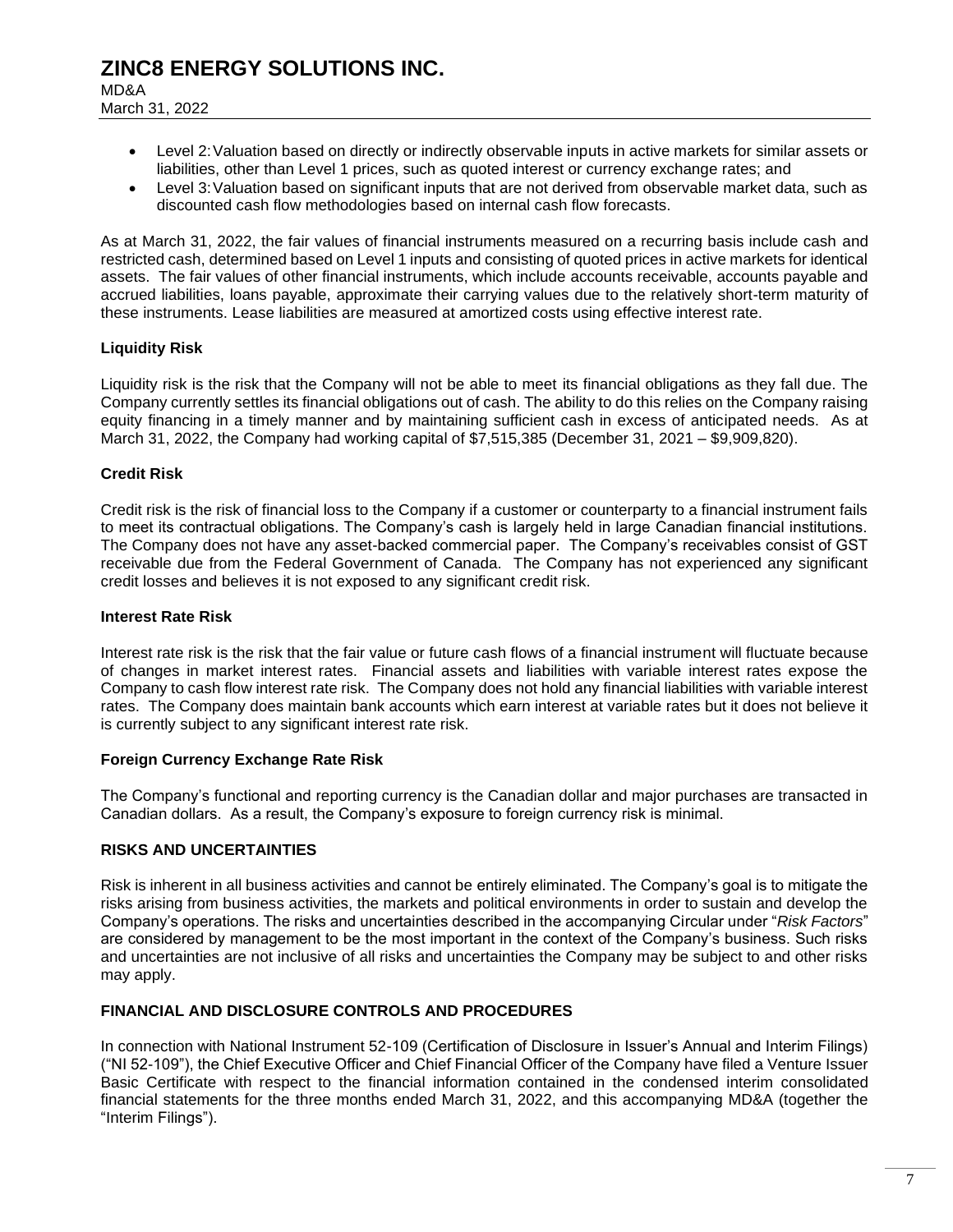- Level 2: Valuation based on directly or indirectly observable inputs in active markets for similar assets or liabilities, other than Level 1 prices, such as quoted interest or currency exchange rates; and
- Level 3: Valuation based on significant inputs that are not derived from observable market data, such as discounted cash flow methodologies based on internal cash flow forecasts.

As at March 31, 2022, the fair values of financial instruments measured on a recurring basis include cash and restricted cash, determined based on Level 1 inputs and consisting of quoted prices in active markets for identical assets. The fair values of other financial instruments, which include accounts receivable, accounts payable and accrued liabilities, loans payable, approximate their carrying values due to the relatively short-term maturity of these instruments. Lease liabilities are measured at amortized costs using effective interest rate.

**Liquidity Risk**

Liquidity risk is the risk that the Company will not be able to meet its financial obligations as they fall due. The Company currently settles its financial obligations out of cash. The ability to do this relies on the Company raising equity financing in a timely manner and by maintaining sufficient cash in excess of anticipated needs. As at March 31, 2022, the Company had working capital of $7,515,385 (December 31, 2021 – $9,909,820).

**Credit Risk**

Credit risk is the risk of financial loss to the Company if a customer or counterparty to a financial instrument fails to meet its contractual obligations. The Company's cash is largely held in large Canadian financial institutions. The Company does not have any asset-backed commercial paper. The Company's receivables consist of GST receivable due from the Federal Government of Canada. The Company has not experienced any significant credit losses and believes it is not exposed to any significant credit risk.

**Interest Rate Risk**

Interest rate risk is the risk that the fair value or future cash flows of a financial instrument will fluctuate because of changes in market interest rates. Financial assets and liabilities with variable interest rates expose the Company to cash flow interest rate risk. The Company does not hold any financial liabilities with variable interest rates. The Company does maintain bank accounts which earn interest at variable rates but it does not believe it is currently subject to any significant interest rate risk.

**Foreign Currency Exchange Rate Risk**

The Company's functional and reporting currency is the Canadian dollar and major purchases are transacted in Canadian dollars. As a result, the Company's exposure to foreign currency risk is minimal.

## RISKS AND UNCERTAINTIES

Risk is inherent in all business activities and cannot be entirely eliminated. The Company's goal is to mitigate the risks arising from business activities, the markets and political environments in order to sustain and develop the Company's operations. The risks and uncertainties described in the accompanying Circular under "*Risk Factors*" are considered by management to be the most important in the context of the Company's business. Such risks and uncertainties are not inclusive of all risks and uncertainties the Company may be subject to and other risks may apply.

## FINANCIAL AND DISCLOSURE CONTROLS AND PROCEDURES

In connection with National Instrument 52-109 (Certification of Disclosure in Issuer's Annual and Interim Filings) ("NI 52-109"), the Chief Executive Officer and Chief Financial Officer of the Company have filed a Venture Issuer Basic Certificate with respect to the financial information contained in the condensed interim consolidated financial statements for the three months ended March 31, 2022, and this accompanying MD&A (together the "Interim Filings").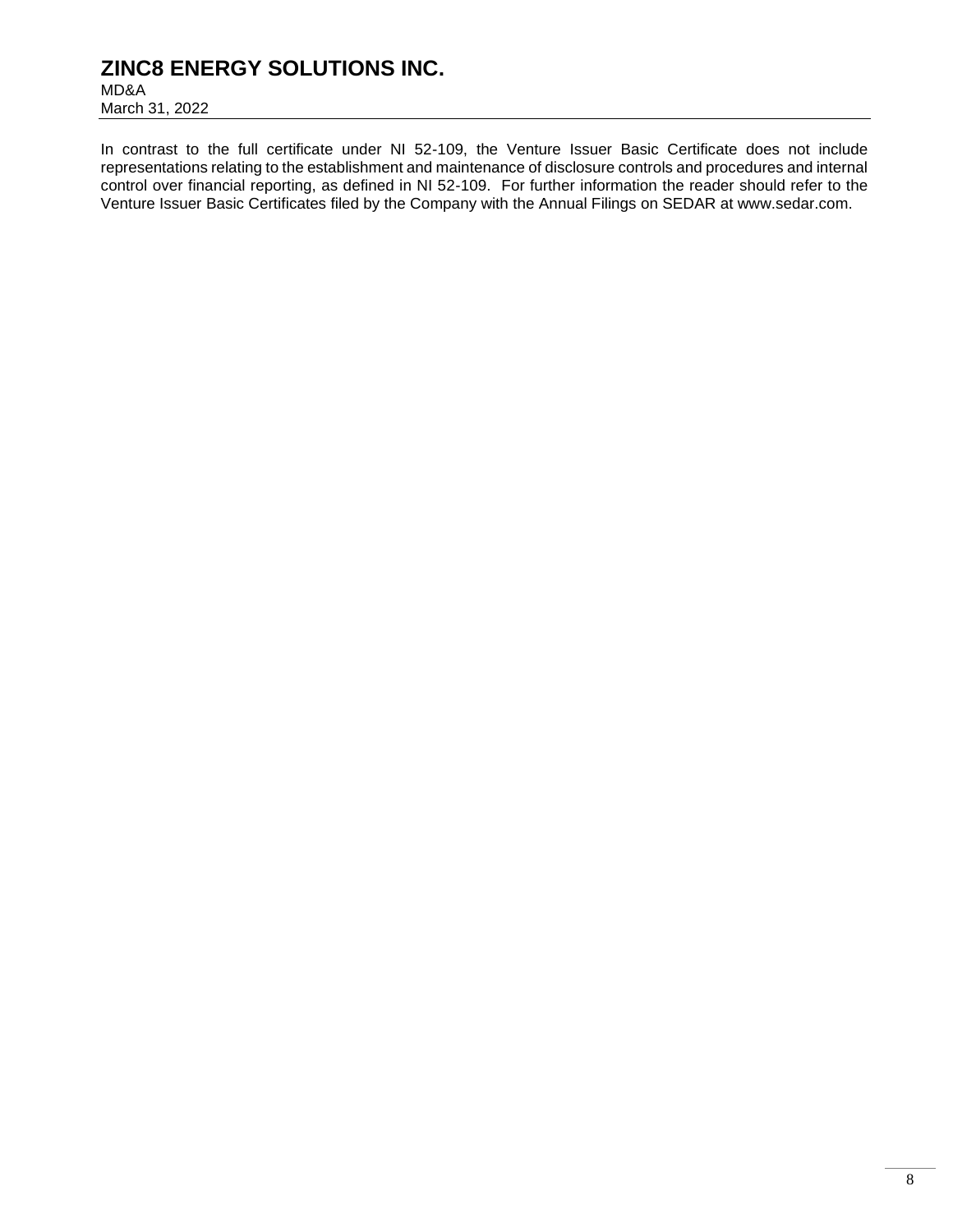In contrast to the full certificate under NI 52-109, the Venture Issuer Basic Certificate does not include representations relating to the establishment and maintenance of disclosure controls and procedures and internal control over financial reporting, as defined in NI 52-109. For further information the reader should refer to the Venture Issuer Basic Certificates filed by the Company with the Annual Filings on SEDAR at www.sedar.com.